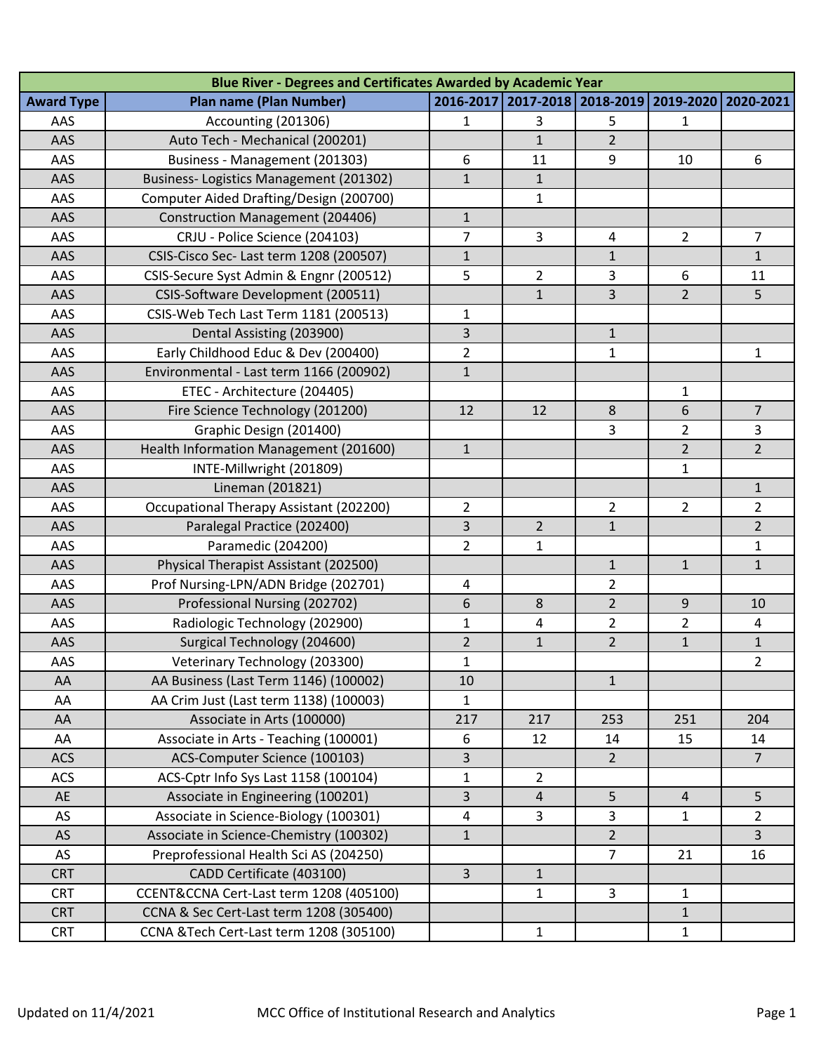| Blue River - Degrees and Certificates Awarded by Academic Year | | | | | | |
|---|---|---|---|---|---|---|
| **Award Type** | **Plan name (Plan Number)** | **2016-2017** | **2017-2018** | **2018-2019** | **2019-2020** | **2020-2021** |
| AAS | Accounting (201306) | 1 | 3 | 5 | 1 | |
| AAS | Auto Tech - Mechanical (200201) | | 1 | 2 | | |
| AAS | Business - Management (201303) | 6 | 11 | 9 | 10 | 6 |
| AAS | Business- Logistics Management (201302) | 1 | 1 | | | |
| AAS | Computer Aided Drafting/Design (200700) | | 1 | | | |
| AAS | Construction Management (204406) | 1 | | | | |
| AAS | CRJU - Police Science (204103) | 7 | 3 | 4 | 2 | 7 |
| AAS | CSIS-Cisco Sec- Last term 1208 (200507) | 1 | | 1 | | 1 |
| AAS | CSIS-Secure Syst Admin & Engnr (200512) | 5 | 2 | 3 | 6 | 11 |
| AAS | CSIS-Software Development (200511) | | 1 | 3 | 2 | 5 |
| AAS | CSIS-Web Tech Last Term 1181 (200513) | 1 | | | | |
| AAS | Dental Assisting (203900) | 3 | | 1 | | |
| AAS | Early Childhood Educ & Dev (200400) | 2 | | 1 | | 1 |
| AAS | Environmental - Last term 1166 (200902) | 1 | | | | |
| AAS | ETEC - Architecture (204405) | | | | 1 | |
| AAS | Fire Science Technology (201200) | 12 | 12 | 8 | 6 | 7 |
| AAS | Graphic Design (201400) | | | 3 | 2 | 3 |
| AAS | Health Information Management (201600) | 1 | | | 2 | 2 |
| AAS | INTE-Millwright (201809) | | | | 1 | |
| AAS | Lineman (201821) | | | | | 1 |
| AAS | Occupational Therapy Assistant (202200) | 2 | | 2 | 2 | 2 |
| AAS | Paralegal Practice (202400) | 3 | 2 | 1 | | 2 |
| AAS | Paramedic (204200) | 2 | 1 | | | 1 |
| AAS | Physical Therapist Assistant (202500) | | | 1 | 1 | 1 |
| AAS | Prof Nursing-LPN/ADN Bridge (202701) | 4 | | 2 | | |
| AAS | Professional Nursing (202702) | 6 | 8 | 2 | 9 | 10 |
| AAS | Radiologic Technology (202900) | 1 | 4 | 2 | 2 | 4 |
| AAS | Surgical Technology (204600) | 2 | 1 | 2 | 1 | 1 |
| AAS | Veterinary Technology (203300) | 1 | | | | 2 |
| AA | AA Business (Last Term 1146) (100002) | 10 | | 1 | | |
| AA | AA Crim Just (Last term 1138) (100003) | 1 | | | | |
| AA | Associate in Arts (100000) | 217 | 217 | 253 | 251 | 204 |
| AA | Associate in Arts - Teaching (100001) | 6 | 12 | 14 | 15 | 14 |
| ACS | ACS-Computer Science (100103) | 3 | | 2 | | 7 |
| ACS | ACS-Cptr Info Sys Last 1158 (100104) | 1 | 2 | | | |
| AE | Associate in Engineering (100201) | 3 | 4 | 5 | 4 | 5 |
| AS | Associate in Science-Biology (100301) | 4 | 3 | 3 | 1 | 2 |
| AS | Associate in Science-Chemistry (100302) | 1 | | 2 | | 3 |
| AS | Preprofessional Health Sci AS (204250) | | | 7 | 21 | 16 |
| CRT | CADD Certificate (403100) | 3 | 1 | | | |
| CRT | CCENT&CCNA Cert-Last term 1208 (405100) | | 1 | 3 | 1 | |
| CRT | CCNA & Sec Cert-Last term 1208 (305400) | | | | 1 | |
| CRT | CCNA &Tech Cert-Last term 1208 (305100) | | 1 | | 1 | |

Updated on 11/4/2021 MCC Office of Institutional Research and Analytics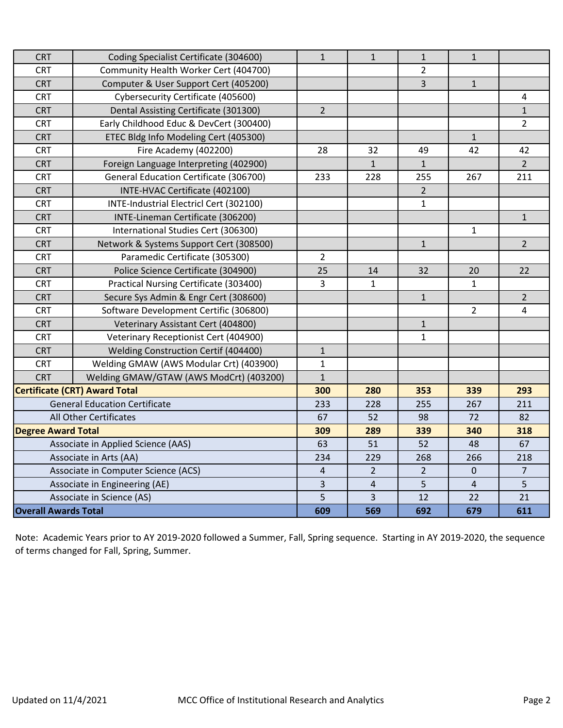| | | | | | | |
|---|---|---|---|---|---|---|
| CRT | Coding Specialist Certificate (304600) | 1 | 1 | 1 | 1 | |
| CRT | Community Health Worker Cert (404700) | | | 2 | | |
| CRT | Computer & User Support Cert (405200) | | | 3 | 1 | |
| CRT | Cybersecurity Certificate (405600) | | | | | 4 |
| CRT | Dental Assisting Certificate (301300) | 2 | | | | 1 |
| CRT | Early Childhood Educ & DevCert (300400) | | | | | 2 |
| CRT | ETEC Bldg Info Modeling Cert (405300) | | | | 1 | |
| CRT | Fire Academy (402200) | 28 | 32 | 49 | 42 | 42 |
| CRT | Foreign Language Interpreting (402900) | | 1 | 1 | | 2 |
| CRT | General Education Certificate (306700) | 233 | 228 | 255 | 267 | 211 |
| CRT | INTE-HVAC Certificate (402100) | | | 2 | | |
| CRT | INTE-Industrial Electricl Cert (302100) | | | 1 | | |
| CRT | INTE-Lineman Certificate (306200) | | | | | 1 |
| CRT | International Studies Cert (306300) | | | | 1 | |
| CRT | Network & Systems Support Cert (308500) | | | 1 | | 2 |
| CRT | Paramedic Certificate (305300) | 2 | | | | |
| CRT | Police Science Certificate (304900) | 25 | 14 | 32 | 20 | 22 |
| CRT | Practical Nursing Certificate (303400) | 3 | 1 | | 1 | |
| CRT | Secure Sys Admin & Engr Cert (308600) | | | 1 | | 2 |
| CRT | Software Development Certific (306800) | | | | 2 | 4 |
| CRT | Veterinary Assistant Cert (404800) | | | 1 | | |
| CRT | Veterinary Receptionist Cert (404900) | | | 1 | | |
| CRT | Welding Construction Certif (404400) | 1 | | | | |
| CRT | Welding GMAW (AWS Modular Crt) (403900) | 1 | | | | |
| CRT | Welding GMAW/GTAW (AWS ModCrt) (403200) | 1 | | | | |
| **Certificate (CRT) Award Total** | | **300** | **280** | **353** | **339** | **293** |
| General Education Certificate | | 233 | 228 | 255 | 267 | 211 |
| All Other Certificates | | 67 | 52 | 98 | 72 | 82 |
| **Degree Award Total** | | **309** | **289** | **339** | **340** | **318** |
| Associate in Applied Science (AAS) | | 63 | 51 | 52 | 48 | 67 |
| Associate in Arts (AA) | | 234 | 229 | 268 | 266 | 218 |
| Associate in Computer Science (ACS) | | 4 | 2 | 2 | 0 | 7 |
| Associate in Engineering (AE) | | 3 | 4 | 5 | 4 | 5 |
| Associate in Science (AS) | | 5 | 3 | 12 | 22 | 21 |
| **Overall Awards Total** | | **609** | **569** | **692** | **679** | **611** |

Note: Academic Years prior to AY 2019-2020 followed a Summer, Fall, Spring sequence. Starting in AY 2019-2020, the sequence of terms changed for Fall, Spring, Summer.

Updated on 11/4/2021 MCC Office of Institutional Research and Analytics